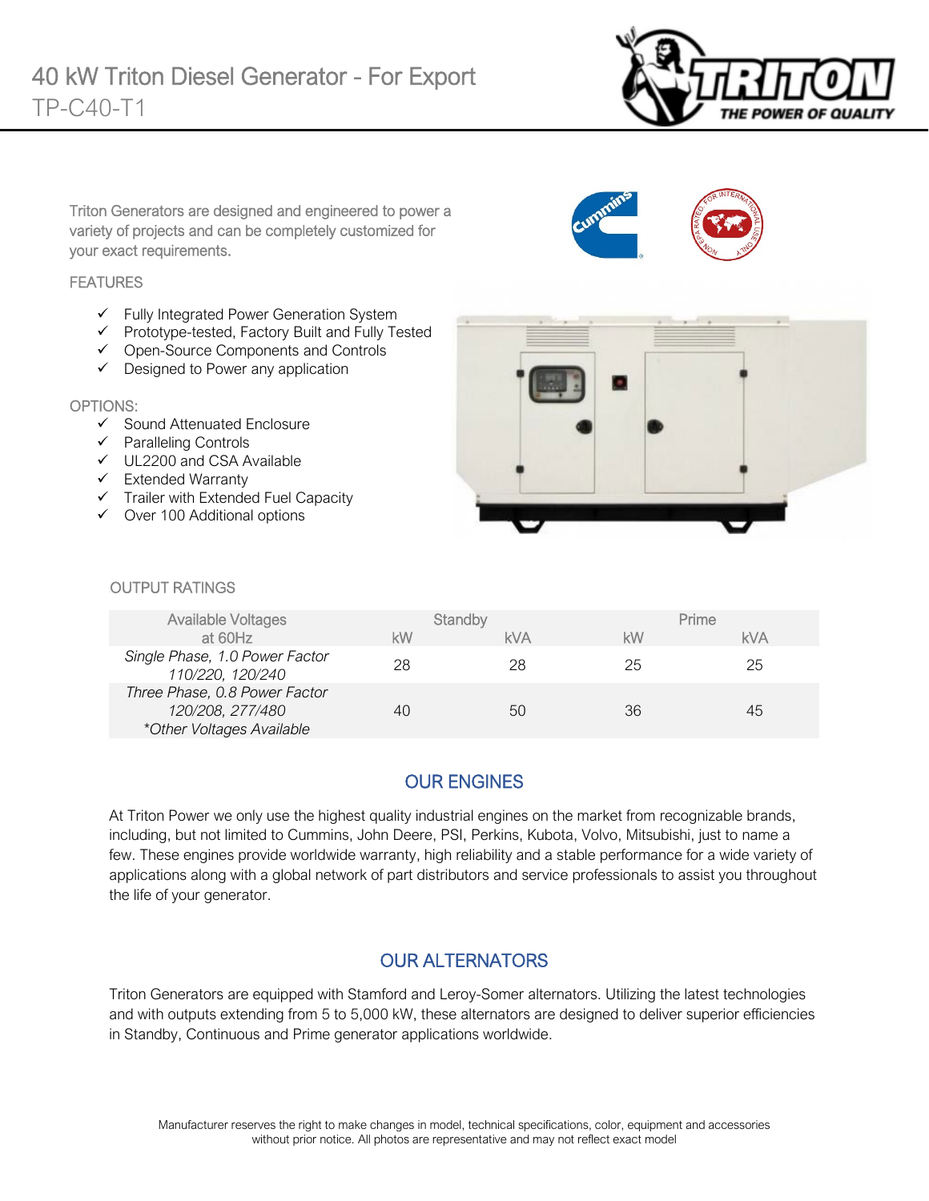# 40 kW Triton Diesel Generator - For Export

TP-C40-T1

Triton Generators are designed and engineered to power a variety of projects and can be completely customized for your exact requirements.

## FEATURES

- ✓ Fully Integrated Power Generation System
- ✓ Prototype-tested, Factory Built and Fully Tested
- ✓ Open-Source Components and Controls
- ✓ Designed to Power any application

## OPTIONS:

- ✓ Sound Attenuated Enclosure
- ✓ Paralleling Controls
- ✓ UL2200 and CSA Available
- ✓ Extended Warranty
- ✓ Trailer with Extended Fuel Capacity
- ✓ Over 100 Additional options

## OUTPUT RATINGS

| Available Voltages at 60Hz | Standby | | Prime | |
|---|---|---|---|---|
| | kW | kVA | kW | kVA |
| *Single Phase, 1.0 Power Factor 110/220, 120/240* | 28 | 28 | 25 | 25 |
| *Three Phase, 0.8 Power Factor 120/208, 277/480 \*Other Voltages Available* | 40 | 50 | 36 | 45 |

## OUR ENGINES

At Triton Power we only use the highest quality industrial engines on the market from recognizable brands, including, but not limited to Cummins, John Deere, PSI, Perkins, Kubota, Volvo, Mitsubishi, just to name a few. These engines provide worldwide warranty, high reliability and a stable performance for a wide variety of applications along with a global network of part distributors and service professionals to assist you throughout the life of your generator.

## OUR ALTERNATORS

Triton Generators are equipped with Stamford and Leroy-Somer alternators. Utilizing the latest technologies and with outputs extending from 5 to 5,000 kW, these alternators are designed to deliver superior efficiencies in Standby, Continuous and Prime generator applications worldwide.

Manufacturer reserves the right to make changes in model, technical specifications, color, equipment and accessories without prior notice. All photos are representative and may not reflect exact model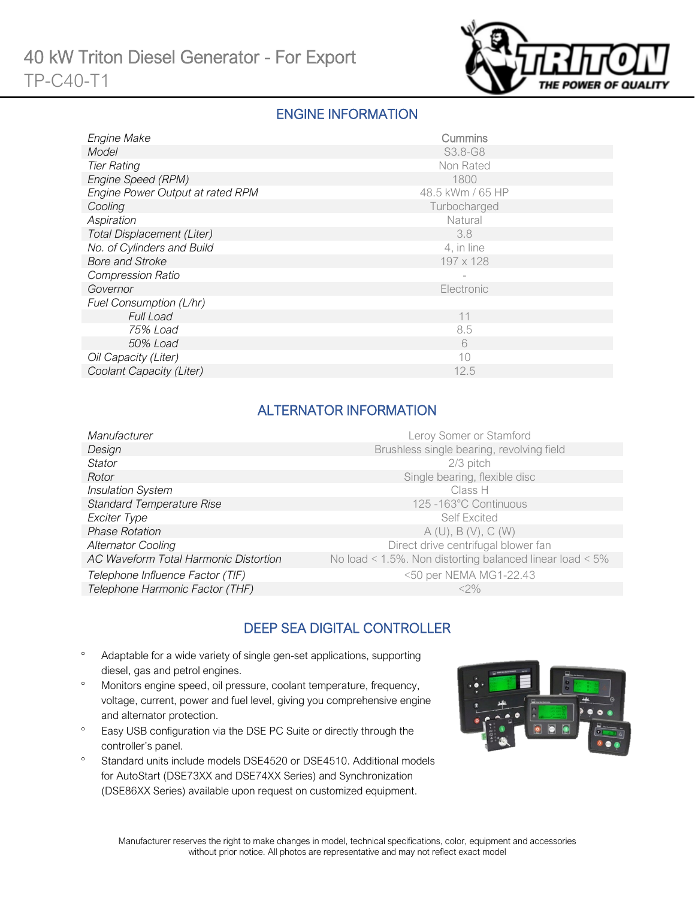# 40 kW Triton Diesel Generator - For Export

TP-C40-T1

## ENGINE INFORMATION

| | |
|---|---|
| *Engine Make* | Cummins |
| *Model* | S3.8-G8 |
| *Tier Rating* | Non Rated |
| *Engine Speed (RPM)* | 1800 |
| *Engine Power Output at rated RPM* | 48.5 kWm / 65 HP |
| *Cooling* | Turbocharged |
| *Aspiration* | Natural |
| *Total Displacement (Liter)* | 3.8 |
| *No. of Cylinders and Build* | 4, in line |
| *Bore and Stroke* | 197 x 128 |
| *Compression Ratio* | - |
| *Governor* | Electronic |
| *Fuel Consumption (L/hr)* | |
| *Full Load* | 11 |
| *75% Load* | 8.5 |
| *50% Load* | 6 |
| *Oil Capacity (Liter)* | 10 |
| *Coolant Capacity (Liter)* | 12.5 |

## ALTERNATOR INFORMATION

| | |
|---|---|
| *Manufacturer* | Leroy Somer or Stamford |
| *Design* | Brushless single bearing, revolving field |
| *Stator* | 2/3 pitch |
| *Rotor* | Single bearing, flexible disc |
| *Insulation System* | Class H |
| *Standard Temperature Rise* | 125 -163°C Continuous |
| *Exciter Type* | Self Excited |
| *Phase Rotation* | A (U), B (V), C (W) |
| *Alternator Cooling* | Direct drive centrifugal blower fan |
| *AC Waveform Total Harmonic Distortion* | No load < 1.5%. Non distorting balanced linear load < 5% |
| *Telephone Influence Factor (TIF)* | <50 per NEMA MG1-22.43 |
| *Telephone Harmonic Factor (THF)* | <2% |

## DEEP SEA DIGITAL CONTROLLER

- Adaptable for a wide variety of single gen-set applications, supporting diesel, gas and petrol engines.
- Monitors engine speed, oil pressure, coolant temperature, frequency, voltage, current, power and fuel level, giving you comprehensive engine and alternator protection.
- Easy USB configuration via the DSE PC Suite or directly through the controller's panel.
- Standard units include models DSE4520 or DSE4510. Additional models for AutoStart (DSE73XX and DSE74XX Series) and Synchronization (DSE86XX Series) available upon request on customized equipment.

Manufacturer reserves the right to make changes in model, technical specifications, color, equipment and accessories without prior notice. All photos are representative and may not reflect exact model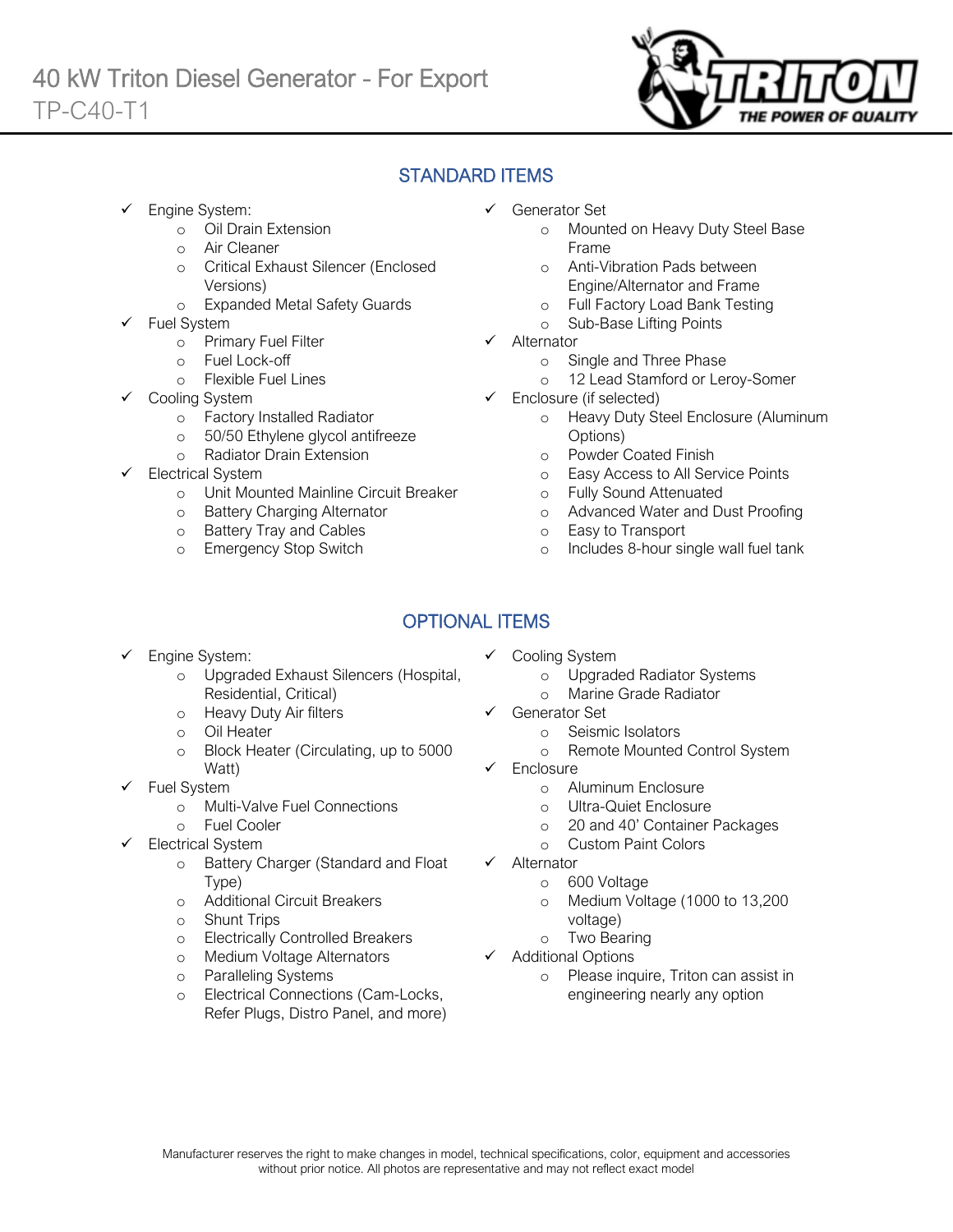# 40 kW Triton Diesel Generator - For Export

TP-C40-T1

## STANDARD ITEMS

- Engine System:
  - Oil Drain Extension
  - Air Cleaner
  - Critical Exhaust Silencer (Enclosed Versions)
  - Expanded Metal Safety Guards
- Fuel System
  - Primary Fuel Filter
  - Fuel Lock-off
  - Flexible Fuel Lines
- Cooling System
  - Factory Installed Radiator
  - 50/50 Ethylene glycol antifreeze
  - Radiator Drain Extension
- Electrical System
  - Unit Mounted Mainline Circuit Breaker
  - Battery Charging Alternator
  - Battery Tray and Cables
  - Emergency Stop Switch
- Generator Set
  - Mounted on Heavy Duty Steel Base Frame
  - Anti-Vibration Pads between Engine/Alternator and Frame
  - Full Factory Load Bank Testing
  - Sub-Base Lifting Points
- Alternator
  - Single and Three Phase
  - 12 Lead Stamford or Leroy-Somer
- Enclosure (if selected)
  - Heavy Duty Steel Enclosure (Aluminum Options)
  - Powder Coated Finish
  - Easy Access to All Service Points
  - Fully Sound Attenuated
  - Advanced Water and Dust Proofing
  - Easy to Transport
  - Includes 8-hour single wall fuel tank

## OPTIONAL ITEMS

- Engine System:
  - Upgraded Exhaust Silencers (Hospital, Residential, Critical)
  - Heavy Duty Air filters
  - Oil Heater
  - Block Heater (Circulating, up to 5000 Watt)
- Fuel System
  - Multi-Valve Fuel Connections
  - Fuel Cooler
- Electrical System
  - Battery Charger (Standard and Float Type)
  - Additional Circuit Breakers
  - Shunt Trips
  - Electrically Controlled Breakers
  - Medium Voltage Alternators
  - Paralleling Systems
  - Electrical Connections (Cam-Locks, Refer Plugs, Distro Panel, and more)
- Cooling System
  - Upgraded Radiator Systems
  - Marine Grade Radiator
- Generator Set
  - Seismic Isolators
  - Remote Mounted Control System
- Enclosure
  - Aluminum Enclosure
  - Ultra-Quiet Enclosure
  - 20 and 40' Container Packages
  - Custom Paint Colors
- Alternator
  - 600 Voltage
  - Medium Voltage (1000 to 13,200 voltage)
  - Two Bearing
- Additional Options
  - Please inquire, Triton can assist in engineering nearly any option

Manufacturer reserves the right to make changes in model, technical specifications, color, equipment and accessories without prior notice. All photos are representative and may not reflect exact model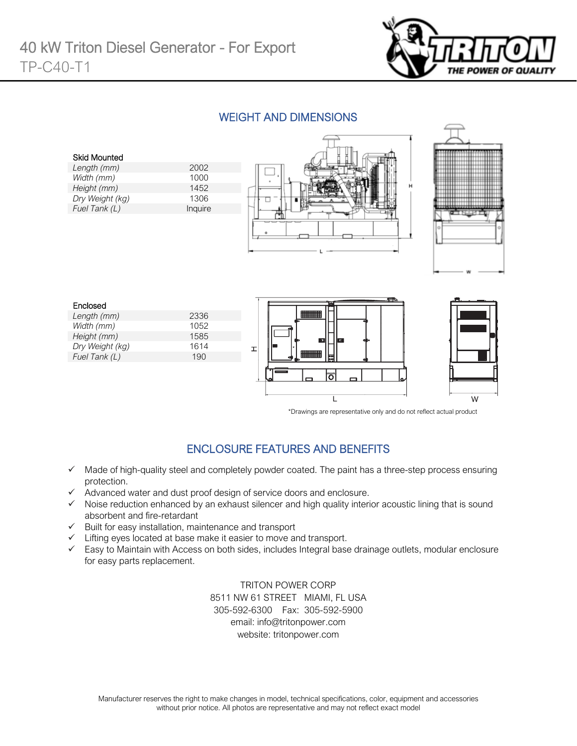# 40 kW Triton Diesel Generator - For Export

TP-C40-T1

## WEIGHT AND DIMENSIONS

| Skid Mounted | |
|---|---|
| *Length (mm)* | 2002 |
| *Width (mm)* | 1000 |
| *Height (mm)* | 1452 |
| *Dry Weight (kg)* | 1306 |
| *Fuel Tank (L)* | Inquire |

| Enclosed | |
|---|---|
| *Length (mm)* | 2336 |
| *Width (mm)* | 1052 |
| *Height (mm)* | 1585 |
| *Dry Weight (kg)* | 1614 |
| *Fuel Tank (L)* | 190 |

*Drawings are representative only and do not reflect actual product

## ENCLOSURE FEATURES AND BENEFITS

- ✓ Made of high-quality steel and completely powder coated. The paint has a three-step process ensuring protection.
- ✓ Advanced water and dust proof design of service doors and enclosure.
- ✓ Noise reduction enhanced by an exhaust silencer and high quality interior acoustic lining that is sound absorbent and fire-retardant
- ✓ Built for easy installation, maintenance and transport
- ✓ Lifting eyes located at base make it easier to move and transport.
- ✓ Easy to Maintain with Access on both sides, includes Integral base drainage outlets, modular enclosure for easy parts replacement.

TRITON POWER CORP
8511 NW 61 STREET MIAMI, FL USA
305-592-6300 Fax: 305-592-5900
email: info@tritonpower.com
website: tritonpower.com

Manufacturer reserves the right to make changes in model, technical specifications, color, equipment and accessories without prior notice. All photos are representative and may not reflect exact model